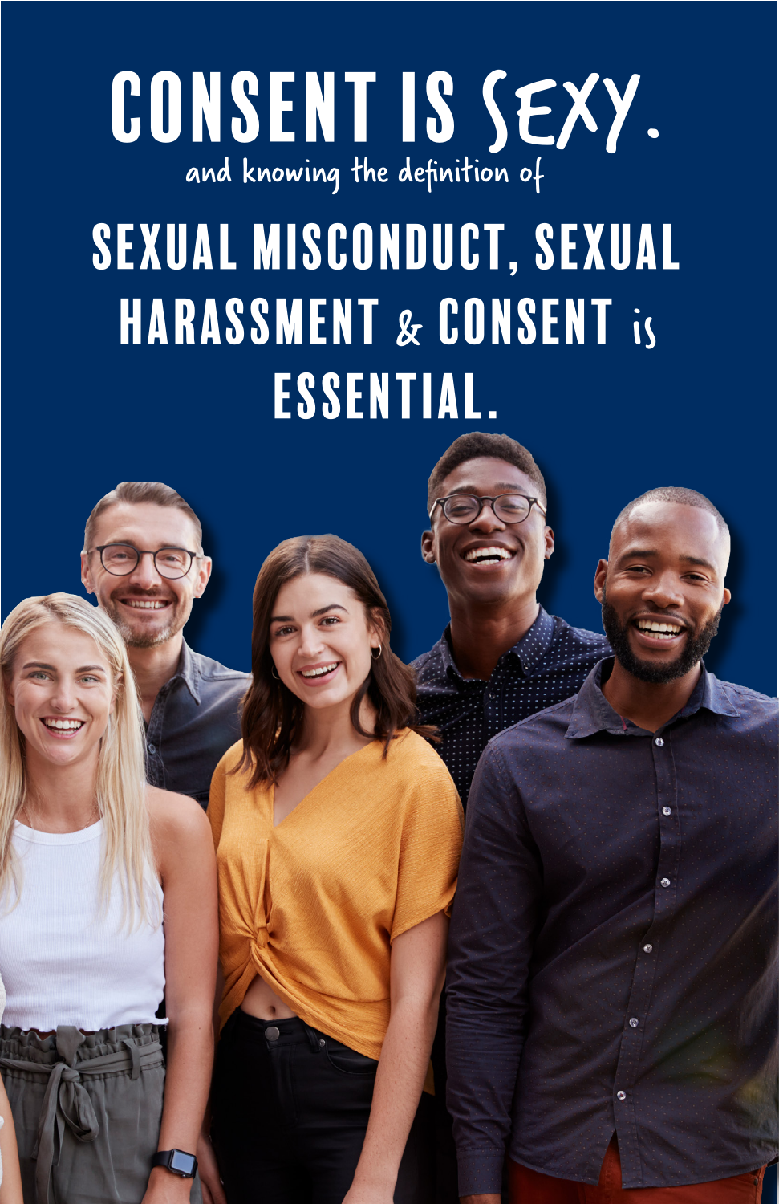# CONSENT IS SEXY.

and knowing the definition of

## SEXUAL MISCONDUCT, SEXUAL HARASSMENT & CONSENT is ESSENTIAL.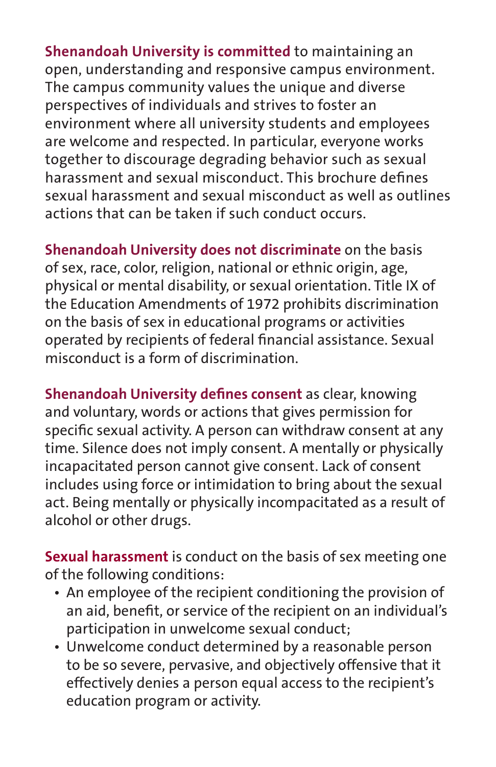**Shenandoah University is committed** to maintaining an open, understanding and responsive campus environment. The campus community values the unique and diverse perspectives of individuals and strives to foster an environment where all university students and employees are welcome and respected. In particular, everyone works together to discourage degrading behavior such as sexual harassment and sexual misconduct. This brochure defines sexual harassment and sexual misconduct as well as outlines actions that can be taken if such conduct occurs.

**Shenandoah University does not discriminate** on the basis of sex, race, color, religion, national or ethnic origin, age, physical or mental disability, or sexual orientation. Title IX of the Education Amendments of 1972 prohibits discrimination on the basis of sex in educational programs or activities operated by recipients of federal financial assistance. Sexual misconduct is a form of discrimination.

**Shenandoah University defines consent** as clear, knowing and voluntary, words or actions that gives permission for specific sexual activity. A person can withdraw consent at any time. Silence does not imply consent. A mentally or physically incapacitated person cannot give consent. Lack of consent includes using force or intimidation to bring about the sexual act. Being mentally or physically incompacitated as a result of alcohol or other drugs.

**Sexual harassment** is conduct on the basis of sex meeting one of the following conditions:

- An employee of the recipient conditioning the provision of an aid, benefit, or service of the recipient on an individual's participation in unwelcome sexual conduct;
- Unwelcome conduct determined by a reasonable person to be so severe, pervasive, and objectively offensive that it effectively denies a person equal access to the recipient's education program or activity.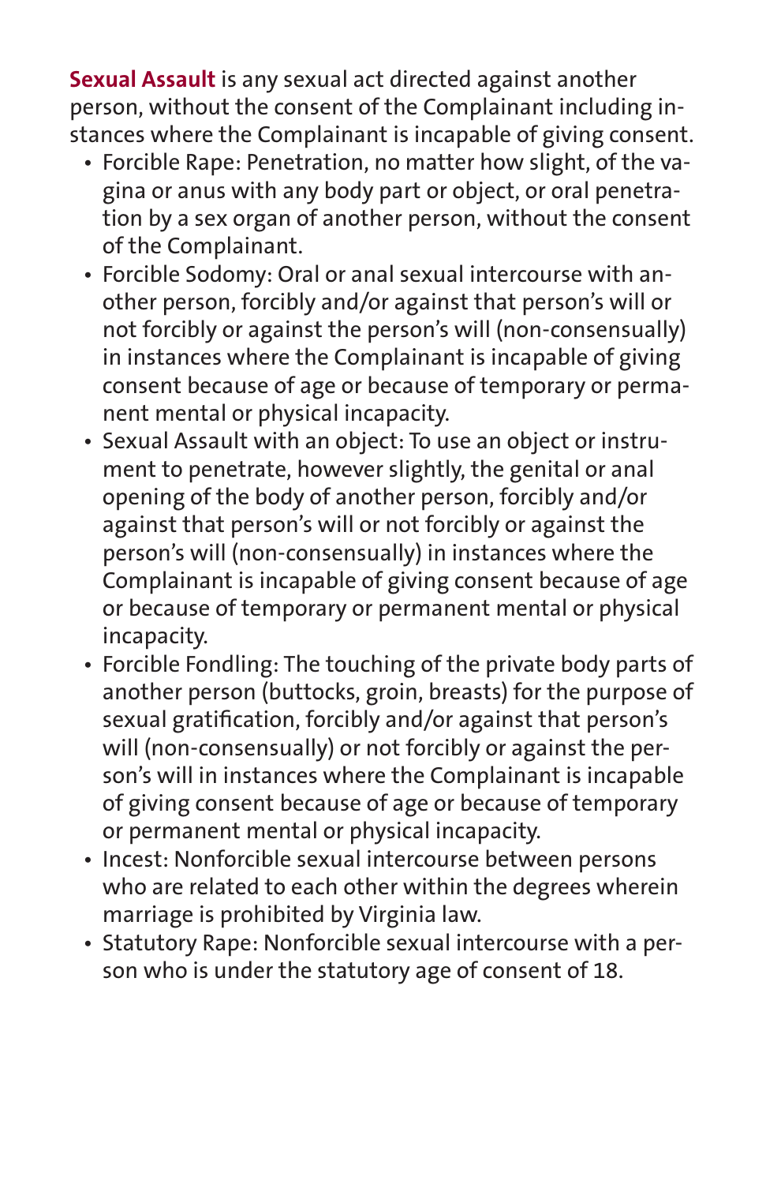**Sexual Assault** is any sexual act directed against another person, without the consent of the Complainant including instances where the Complainant is incapable of giving consent.

- Forcible Rape: Penetration, no matter how slight, of the vagina or anus with any body part or object, or oral penetration by a sex organ of another person, without the consent of the Complainant.
- Forcible Sodomy: Oral or anal sexual intercourse with another person, forcibly and/or against that person's will or not forcibly or against the person's will (non-consensually) in instances where the Complainant is incapable of giving consent because of age or because of temporary or permanent mental or physical incapacity.
- Sexual Assault with an object: To use an object or instrument to penetrate, however slightly, the genital or anal opening of the body of another person, forcibly and/or against that person's will or not forcibly or against the person's will (non-consensually) in instances where the Complainant is incapable of giving consent because of age or because of temporary or permanent mental or physical incapacity.
- Forcible Fondling: The touching of the private body parts of another person (buttocks, groin, breasts) for the purpose of sexual gratification, forcibly and/or against that person's will (non-consensually) or not forcibly or against the person's will in instances where the Complainant is incapable of giving consent because of age or because of temporary or permanent mental or physical incapacity.
- Incest: Nonforcible sexual intercourse between persons who are related to each other within the degrees wherein marriage is prohibited by Virginia law.
- Statutory Rape: Nonforcible sexual intercourse with a person who is under the statutory age of consent of 18.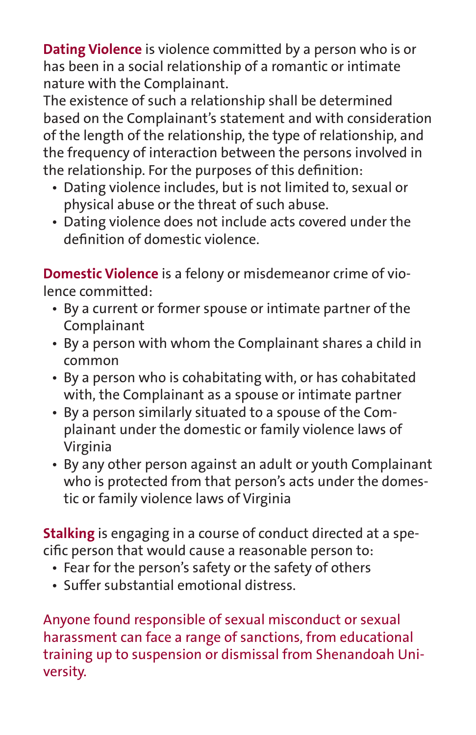**Dating Violence** is violence committed by a person who is or has been in a social relationship of a romantic or intimate nature with the Complainant.

The existence of such a relationship shall be determined based on the Complainant's statement and with consideration of the length of the relationship, the type of relationship, and the frequency of interaction between the persons involved in the relationship. For the purposes of this definition:

- Dating violence includes, but is not limited to, sexual or physical abuse or the threat of such abuse.
- Dating violence does not include acts covered under the definition of domestic violence.

**Domestic Violence** is a felony or misdemeanor crime of violence committed:

- By a current or former spouse or intimate partner of the Complainant
- By a person with whom the Complainant shares a child in common
- By a person who is cohabitating with, or has cohabitated with, the Complainant as a spouse or intimate partner
- By a person similarly situated to a spouse of the Complainant under the domestic or family violence laws of Virginia
- By any other person against an adult or youth Complainant who is protected from that person's acts under the domestic or family violence laws of Virginia

**Stalking** is engaging in a course of conduct directed at a specific person that would cause a reasonable person to:

- Fear for the person's safety or the safety of others
- Suffer substantial emotional distress.

Anyone found responsible of sexual misconduct or sexual harassment can face a range of sanctions, from educational training up to suspension or dismissal from Shenandoah University.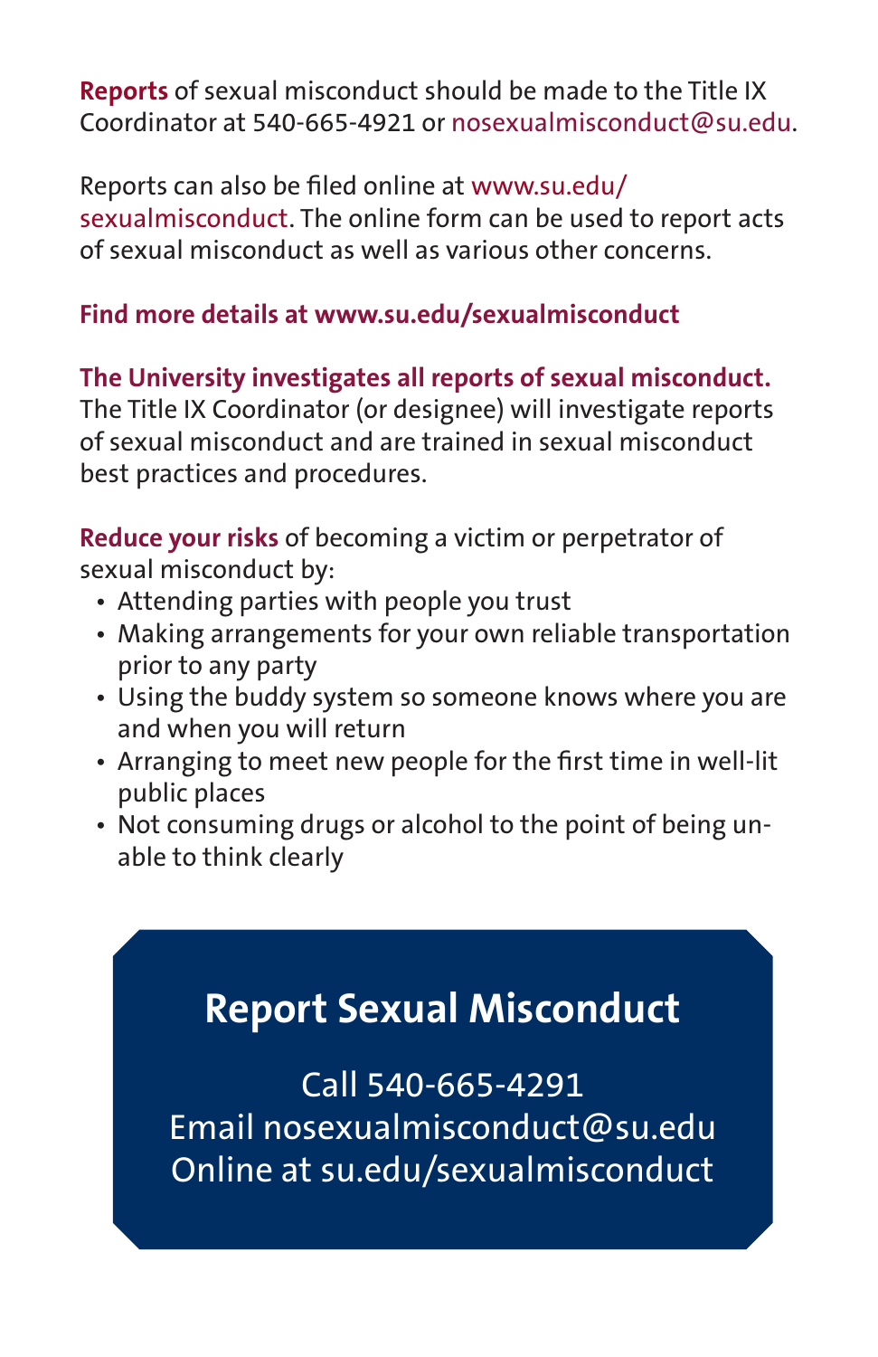**Reports** of sexual misconduct should be made to the Title IX Coordinator at 540-665-4921 or nosexualmisconduct@su.edu.

Reports can also be filed online at www.su.edu/sexualmisconduct. The online form can be used to report acts of sexual misconduct as well as various other concerns.

**Find more details at www.su.edu/sexualmisconduct**

**The University investigates all reports of sexual misconduct.** The Title IX Coordinator (or designee) will investigate reports of sexual misconduct and are trained in sexual misconduct best practices and procedures.

**Reduce your risks** of becoming a victim or perpetrator of sexual misconduct by:

- Attending parties with people you trust
- Making arrangements for your own reliable transportation prior to any party
- Using the buddy system so someone knows where you are and when you will return
- Arranging to meet new people for the first time in well-lit public places
- Not consuming drugs or alcohol to the point of being unable to think clearly

## Report Sexual Misconduct

Call 540-665-4291
Email nosexualmisconduct@su.edu
Online at su.edu/sexualmisconduct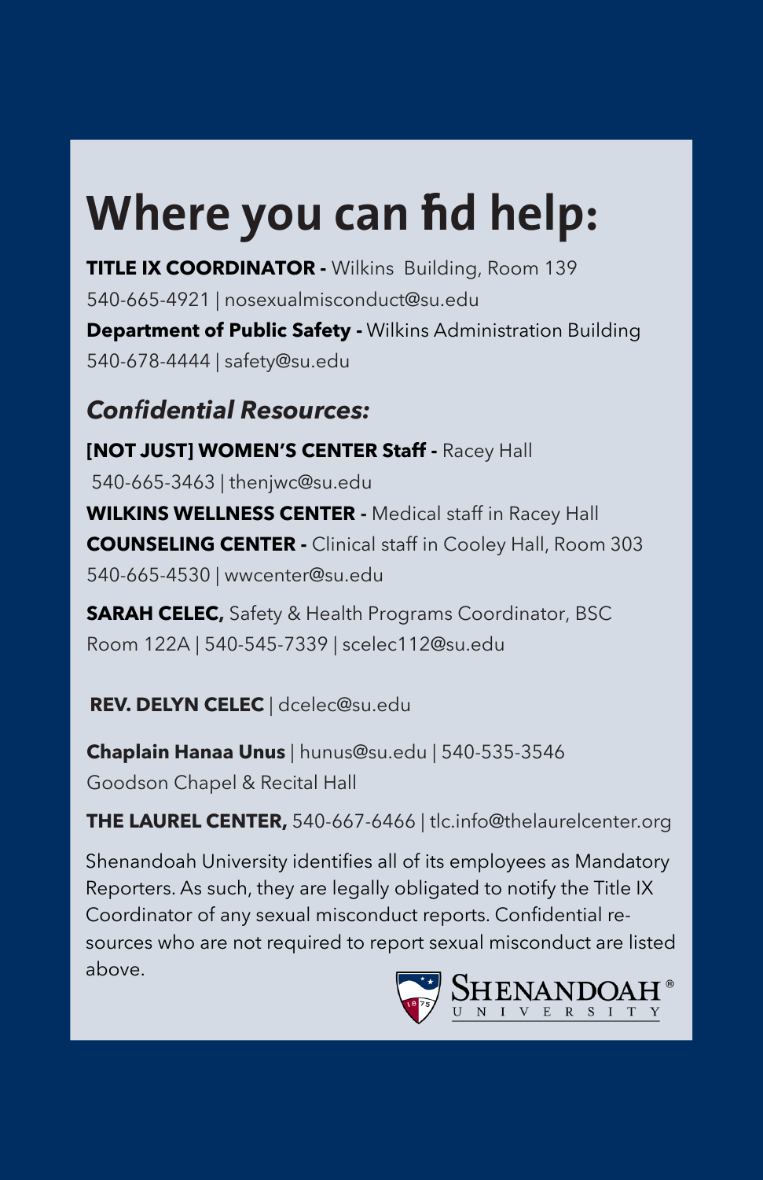# Where you can fid help:

**TITLE IX COORDINATOR -** Wilkins Building, Room 139
540-665-4921 | nosexualmisconduct@su.edu

**Department of Public Safety -** Wilkins Administration Building
540-678-4444 | safety@su.edu

## *Confidential Resources:*

**[NOT JUST] WOMEN'S CENTER Staff -** Racey Hall
540-665-3463 | thenjwc@su.edu

**WILKINS WELLNESS CENTER -** Medical staff in Racey Hall

**COUNSELING CENTER -** Clinical staff in Cooley Hall, Room 303
540-665-4530 | wwcenter@su.edu

**SARAH CELEC,** Safety & Health Programs Coordinator, BSC Room 122A | 540-545-7339 | scelec112@su.edu

**REV. DELYN CELEC** | dcelec@su.edu

**Chaplain Hanaa Unus** | hunus@su.edu | 540-535-3546
Goodson Chapel & Recital Hall

**THE LAUREL CENTER,** 540-667-6466 | tlc.info@thelaurelcenter.org

Shenandoah University identifies all of its employees as Mandatory Reporters. As such, they are legally obligated to notify the Title IX Coordinator of any sexual misconduct reports. Confidential resources who are not required to report sexual misconduct are listed above.

SHENANDOAH® UNIVERSITY